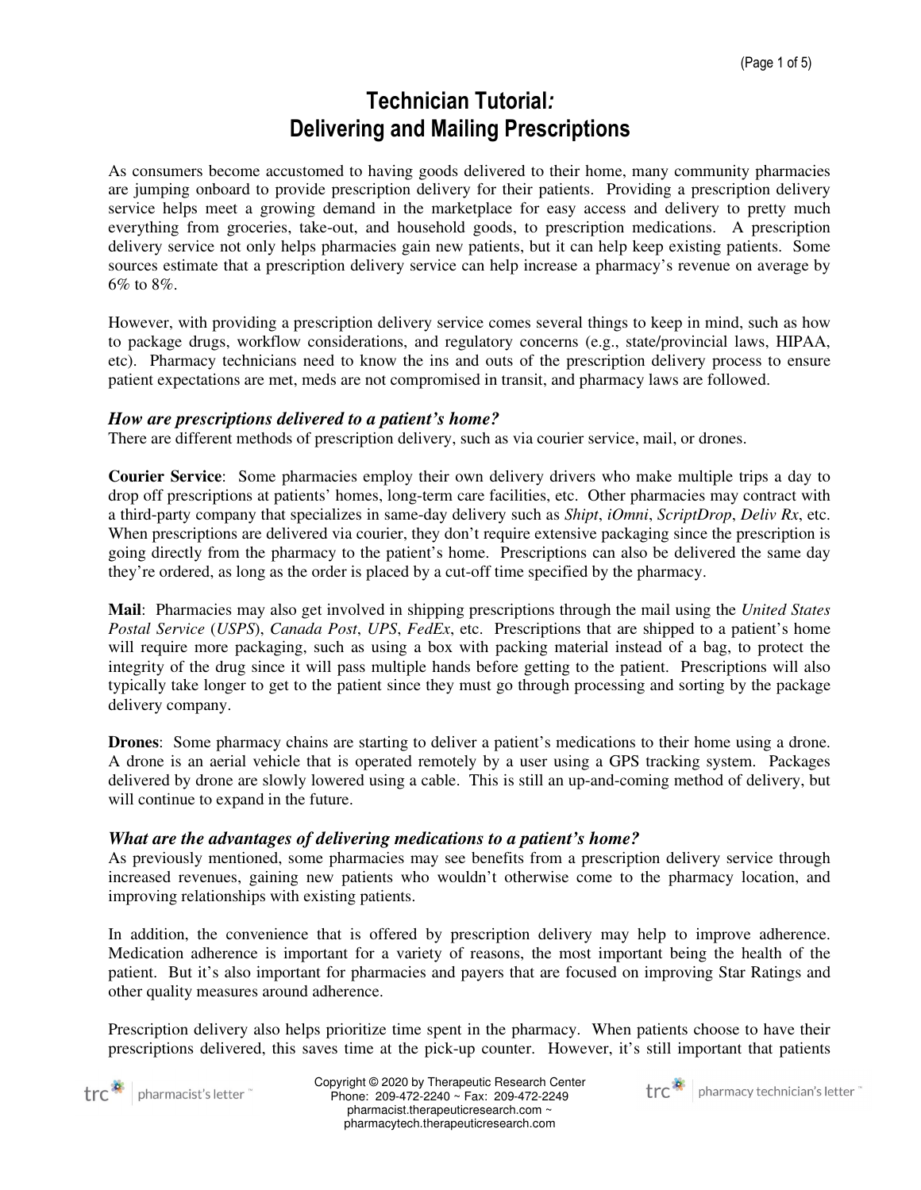# Technician Tutorial: Delivering and Mailing Prescriptions

As consumers become accustomed to having goods delivered to their home, many community pharmacies are jumping onboard to provide prescription delivery for their patients. Providing a prescription delivery service helps meet a growing demand in the marketplace for easy access and delivery to pretty much everything from groceries, take-out, and household goods, to prescription medications. A prescription delivery service not only helps pharmacies gain new patients, but it can help keep existing patients. Some sources estimate that a prescription delivery service can help increase a pharmacy's revenue on average by 6% to 8%.

However, with providing a prescription delivery service comes several things to keep in mind, such as how to package drugs, workflow considerations, and regulatory concerns (e.g., state/provincial laws, HIPAA, etc). Pharmacy technicians need to know the ins and outs of the prescription delivery process to ensure patient expectations are met, meds are not compromised in transit, and pharmacy laws are followed.

### *How are prescriptions delivered to a patient's home?*

There are different methods of prescription delivery, such as via courier service, mail, or drones.

**Courier Service**: Some pharmacies employ their own delivery drivers who make multiple trips a day to drop off prescriptions at patients' homes, long-term care facilities, etc. Other pharmacies may contract with a third-party company that specializes in same-day delivery such as *Shipt*, *iOmni*, *ScriptDrop*, *Deliv Rx*, etc. When prescriptions are delivered via courier, they don't require extensive packaging since the prescription is going directly from the pharmacy to the patient's home. Prescriptions can also be delivered the same day they're ordered, as long as the order is placed by a cut-off time specified by the pharmacy.

**Mail**: Pharmacies may also get involved in shipping prescriptions through the mail using the *United States Postal Service* (*USPS*), *Canada Post*, *UPS*, *FedEx*, etc. Prescriptions that are shipped to a patient's home will require more packaging, such as using a box with packing material instead of a bag, to protect the integrity of the drug since it will pass multiple hands before getting to the patient. Prescriptions will also typically take longer to get to the patient since they must go through processing and sorting by the package delivery company.

**Drones**: Some pharmacy chains are starting to deliver a patient's medications to their home using a drone. A drone is an aerial vehicle that is operated remotely by a user using a GPS tracking system. Packages delivered by drone are slowly lowered using a cable. This is still an up-and-coming method of delivery, but will continue to expand in the future.

### *What are the advantages of delivering medications to a patient's home?*

As previously mentioned, some pharmacies may see benefits from a prescription delivery service through increased revenues, gaining new patients who wouldn't otherwise come to the pharmacy location, and improving relationships with existing patients.

In addition, the convenience that is offered by prescription delivery may help to improve adherence. Medication adherence is important for a variety of reasons, the most important being the health of the patient. But it's also important for pharmacies and payers that are focused on improving Star Ratings and other quality measures around adherence.

Prescription delivery also helps prioritize time spent in the pharmacy. When patients choose to have their prescriptions delivered, this saves time at the pick-up counter. However, it's still important that patients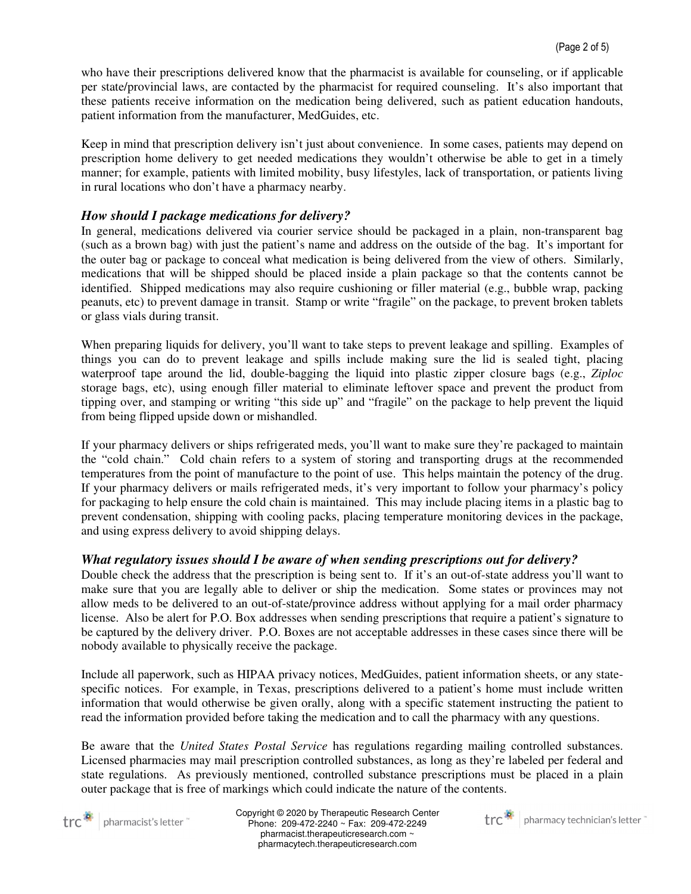who have their prescriptions delivered know that the pharmacist is available for counseling, or if applicable per state/provincial laws, are contacted by the pharmacist for required counseling. It's also important that these patients receive information on the medication being delivered, such as patient education handouts, patient information from the manufacturer, MedGuides, etc.

Keep in mind that prescription delivery isn't just about convenience. In some cases, patients may depend on prescription home delivery to get needed medications they wouldn't otherwise be able to get in a timely manner; for example, patients with limited mobility, busy lifestyles, lack of transportation, or patients living in rural locations who don't have a pharmacy nearby.

### *How should I package medications for delivery?*

In general, medications delivered via courier service should be packaged in a plain, non-transparent bag (such as a brown bag) with just the patient's name and address on the outside of the bag. It's important for the outer bag or package to conceal what medication is being delivered from the view of others. Similarly, medications that will be shipped should be placed inside a plain package so that the contents cannot be identified. Shipped medications may also require cushioning or filler material (e.g., bubble wrap, packing peanuts, etc) to prevent damage in transit. Stamp or write "fragile" on the package, to prevent broken tablets or glass vials during transit.

When preparing liquids for delivery, you'll want to take steps to prevent leakage and spilling. Examples of things you can do to prevent leakage and spills include making sure the lid is sealed tight, placing waterproof tape around the lid, double-bagging the liquid into plastic zipper closure bags (e.g., *Ziploc* storage bags, etc), using enough filler material to eliminate leftover space and prevent the product from tipping over, and stamping or writing "this side up" and "fragile" on the package to help prevent the liquid from being flipped upside down or mishandled.

If your pharmacy delivers or ships refrigerated meds, you'll want to make sure they're packaged to maintain the "cold chain." Cold chain refers to a system of storing and transporting drugs at the recommended temperatures from the point of manufacture to the point of use. This helps maintain the potency of the drug. If your pharmacy delivers or mails refrigerated meds, it's very important to follow your pharmacy's policy for packaging to help ensure the cold chain is maintained. This may include placing items in a plastic bag to prevent condensation, shipping with cooling packs, placing temperature monitoring devices in the package, and using express delivery to avoid shipping delays.

### *What regulatory issues should I be aware of when sending prescriptions out for delivery?*

Double check the address that the prescription is being sent to. If it's an out-of-state address you'll want to make sure that you are legally able to deliver or ship the medication. Some states or provinces may not allow meds to be delivered to an out-of-state/province address without applying for a mail order pharmacy license. Also be alert for P.O. Box addresses when sending prescriptions that require a patient's signature to be captured by the delivery driver. P.O. Boxes are not acceptable addresses in these cases since there will be nobody available to physically receive the package.

Include all paperwork, such as HIPAA privacy notices, MedGuides, patient information sheets, or any state-specific notices. For example, in Texas, prescriptions delivered to a patient's home must include written information that would otherwise be given orally, along with a specific statement instructing the patient to read the information provided before taking the medication and to call the pharmacy with any questions.

Be aware that the *United States Postal Service* has regulations regarding mailing controlled substances. Licensed pharmacies may mail prescription controlled substances, as long as they're labeled per federal and state regulations. As previously mentioned, controlled substance prescriptions must be placed in a plain outer package that is free of markings which could indicate the nature of the contents.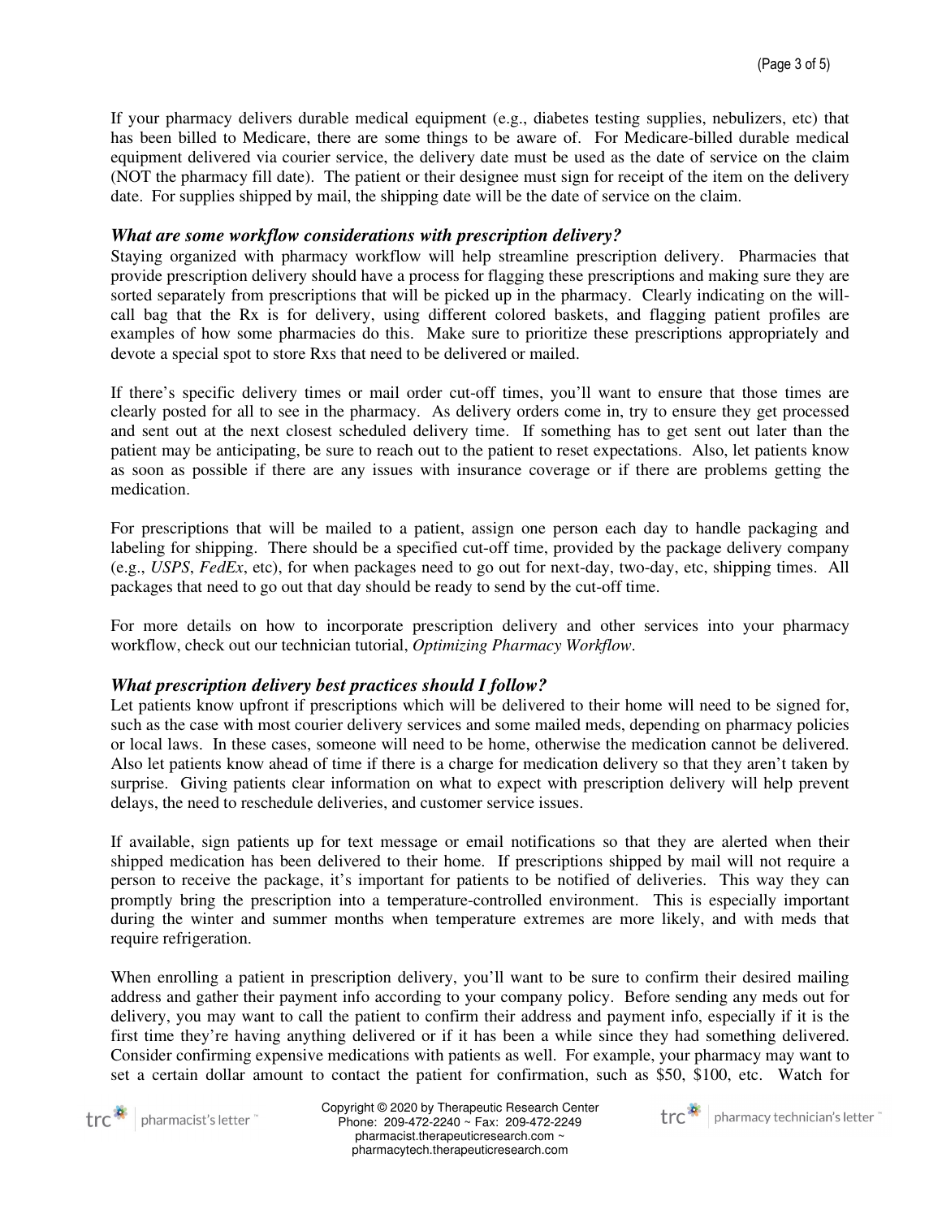If your pharmacy delivers durable medical equipment (e.g., diabetes testing supplies, nebulizers, etc) that has been billed to Medicare, there are some things to be aware of. For Medicare-billed durable medical equipment delivered via courier service, the delivery date must be used as the date of service on the claim (NOT the pharmacy fill date). The patient or their designee must sign for receipt of the item on the delivery date. For supplies shipped by mail, the shipping date will be the date of service on the claim.

### *What are some workflow considerations with prescription delivery?*

Staying organized with pharmacy workflow will help streamline prescription delivery. Pharmacies that provide prescription delivery should have a process for flagging these prescriptions and making sure they are sorted separately from prescriptions that will be picked up in the pharmacy. Clearly indicating on the will-call bag that the Rx is for delivery, using different colored baskets, and flagging patient profiles are examples of how some pharmacies do this. Make sure to prioritize these prescriptions appropriately and devote a special spot to store Rxs that need to be delivered or mailed.

If there's specific delivery times or mail order cut-off times, you'll want to ensure that those times are clearly posted for all to see in the pharmacy. As delivery orders come in, try to ensure they get processed and sent out at the next closest scheduled delivery time. If something has to get sent out later than the patient may be anticipating, be sure to reach out to the patient to reset expectations. Also, let patients know as soon as possible if there are any issues with insurance coverage or if there are problems getting the medication.

For prescriptions that will be mailed to a patient, assign one person each day to handle packaging and labeling for shipping. There should be a specified cut-off time, provided by the package delivery company (e.g., *USPS*, *FedEx*, etc), for when packages need to go out for next-day, two-day, etc, shipping times. All packages that need to go out that day should be ready to send by the cut-off time.

For more details on how to incorporate prescription delivery and other services into your pharmacy workflow, check out our technician tutorial, *Optimizing Pharmacy Workflow*.

### *What prescription delivery best practices should I follow?*

Let patients know upfront if prescriptions which will be delivered to their home will need to be signed for, such as the case with most courier delivery services and some mailed meds, depending on pharmacy policies or local laws. In these cases, someone will need to be home, otherwise the medication cannot be delivered. Also let patients know ahead of time if there is a charge for medication delivery so that they aren't taken by surprise. Giving patients clear information on what to expect with prescription delivery will help prevent delays, the need to reschedule deliveries, and customer service issues.

If available, sign patients up for text message or email notifications so that they are alerted when their shipped medication has been delivered to their home. If prescriptions shipped by mail will not require a person to receive the package, it's important for patients to be notified of deliveries. This way they can promptly bring the prescription into a temperature-controlled environment. This is especially important during the winter and summer months when temperature extremes are more likely, and with meds that require refrigeration.

When enrolling a patient in prescription delivery, you'll want to be sure to confirm their desired mailing address and gather their payment info according to your company policy. Before sending any meds out for delivery, you may want to call the patient to confirm their address and payment info, especially if it is the first time they're having anything delivered or if it has been a while since they had something delivered. Consider confirming expensive medications with patients as well. For example, your pharmacy may want to set a certain dollar amount to contact the patient for confirmation, such as $50, $100, etc. Watch for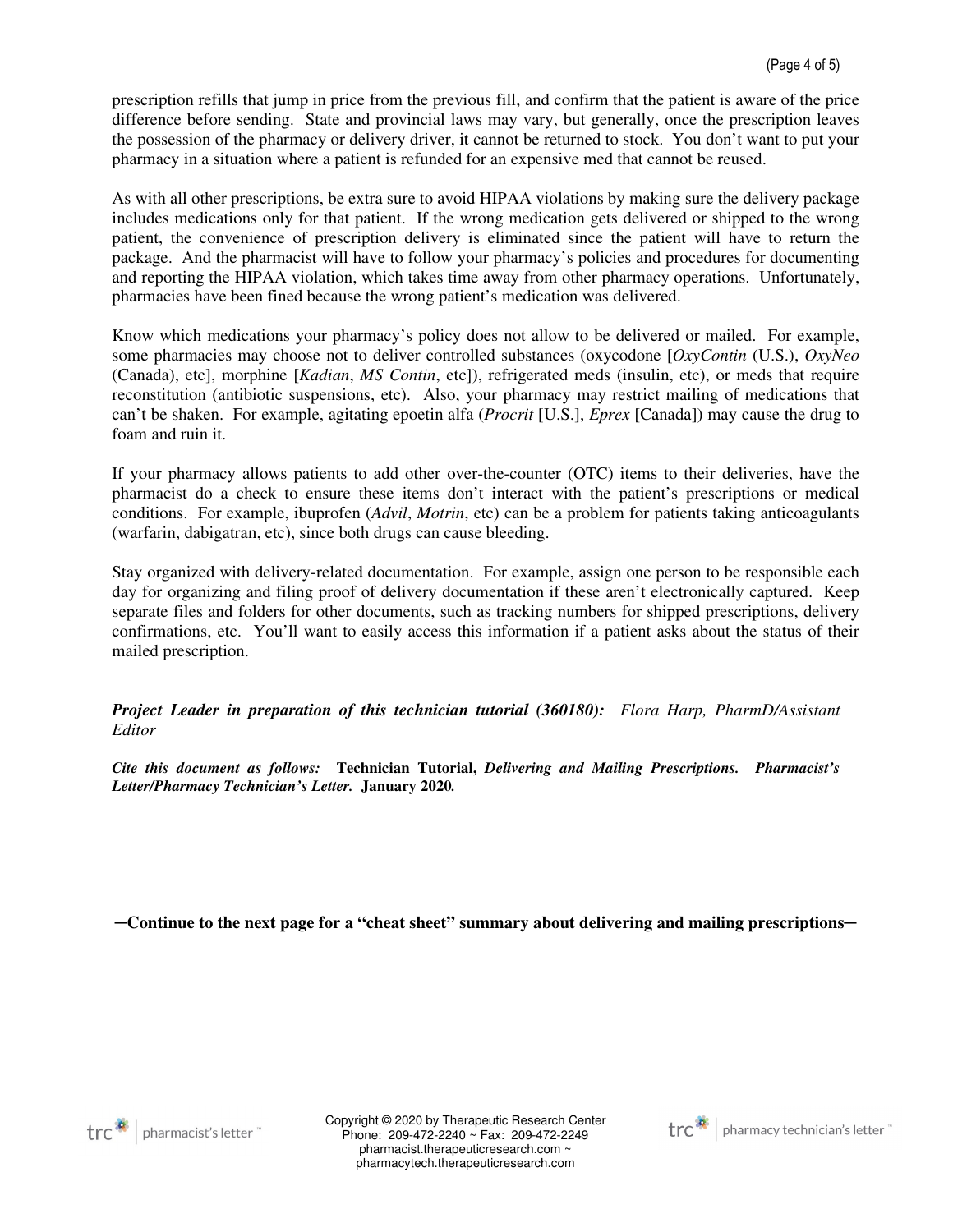prescription refills that jump in price from the previous fill, and confirm that the patient is aware of the price difference before sending. State and provincial laws may vary, but generally, once the prescription leaves the possession of the pharmacy or delivery driver, it cannot be returned to stock. You don't want to put your pharmacy in a situation where a patient is refunded for an expensive med that cannot be reused.

As with all other prescriptions, be extra sure to avoid HIPAA violations by making sure the delivery package includes medications only for that patient. If the wrong medication gets delivered or shipped to the wrong patient, the convenience of prescription delivery is eliminated since the patient will have to return the package. And the pharmacist will have to follow your pharmacy's policies and procedures for documenting and reporting the HIPAA violation, which takes time away from other pharmacy operations. Unfortunately, pharmacies have been fined because the wrong patient's medication was delivered.

Know which medications your pharmacy's policy does not allow to be delivered or mailed. For example, some pharmacies may choose not to deliver controlled substances (oxycodone [*OxyContin* (U.S.), *OxyNeo* (Canada), etc], morphine [*Kadian*, *MS Contin*, etc]), refrigerated meds (insulin, etc), or meds that require reconstitution (antibiotic suspensions, etc). Also, your pharmacy may restrict mailing of medications that can't be shaken. For example, agitating epoetin alfa (*Procrit* [U.S.], *Eprex* [Canada]) may cause the drug to foam and ruin it.

If your pharmacy allows patients to add other over-the-counter (OTC) items to their deliveries, have the pharmacist do a check to ensure these items don't interact with the patient's prescriptions or medical conditions. For example, ibuprofen (*Advil*, *Motrin*, etc) can be a problem for patients taking anticoagulants (warfarin, dabigatran, etc), since both drugs can cause bleeding.

Stay organized with delivery-related documentation. For example, assign one person to be responsible each day for organizing and filing proof of delivery documentation if these aren't electronically captured. Keep separate files and folders for other documents, such as tracking numbers for shipped prescriptions, delivery confirmations, etc. You'll want to easily access this information if a patient asks about the status of their mailed prescription.

***Project Leader in preparation of this technician tutorial (360180):*** *Flora Harp, PharmD/Assistant Editor*

***Cite this document as follows:*** **Technician Tutorial,** ***Delivering and Mailing Prescriptions. Pharmacist's Letter/Pharmacy Technician's Letter.*** **January 2020.**

**─Continue to the next page for a "cheat sheet" summary about delivering and mailing prescriptions─**

Copyright © 2020 by Therapeutic Research Center
Phone: 209-472-2240 ~ Fax: 209-472-2249
pharmacist.therapeuticresearch.com ~
pharmacytech.therapeuticresearch.com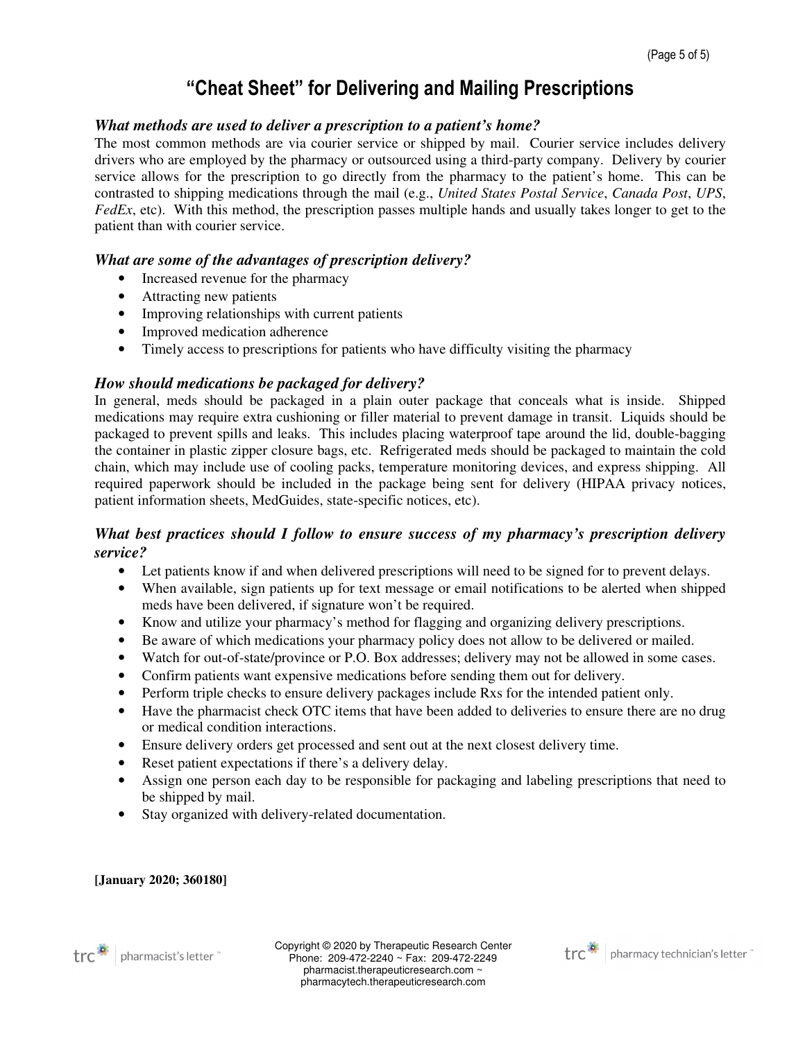# "Cheat Sheet" for Delivering and Mailing Prescriptions

### *What methods are used to deliver a prescription to a patient's home?*

The most common methods are via courier service or shipped by mail. Courier service includes delivery drivers who are employed by the pharmacy or outsourced using a third-party company. Delivery by courier service allows for the prescription to go directly from the pharmacy to the patient's home. This can be contrasted to shipping medications through the mail (e.g., *United States Postal Service*, *Canada Post*, *UPS*, *FedEx*, etc). With this method, the prescription passes multiple hands and usually takes longer to get to the patient than with courier service.

### *What are some of the advantages of prescription delivery?*

- Increased revenue for the pharmacy
- Attracting new patients
- Improving relationships with current patients
- Improved medication adherence
- Timely access to prescriptions for patients who have difficulty visiting the pharmacy

### *How should medications be packaged for delivery?*

In general, meds should be packaged in a plain outer package that conceals what is inside. Shipped medications may require extra cushioning or filler material to prevent damage in transit. Liquids should be packaged to prevent spills and leaks. This includes placing waterproof tape around the lid, double-bagging the container in plastic zipper closure bags, etc. Refrigerated meds should be packaged to maintain the cold chain, which may include use of cooling packs, temperature monitoring devices, and express shipping. All required paperwork should be included in the package being sent for delivery (HIPAA privacy notices, patient information sheets, MedGuides, state-specific notices, etc).

### *What best practices should I follow to ensure success of my pharmacy's prescription delivery service?*

- Let patients know if and when delivered prescriptions will need to be signed for to prevent delays.
- When available, sign patients up for text message or email notifications to be alerted when shipped meds have been delivered, if signature won't be required.
- Know and utilize your pharmacy's method for flagging and organizing delivery prescriptions.
- Be aware of which medications your pharmacy policy does not allow to be delivered or mailed.
- Watch for out-of-state/province or P.O. Box addresses; delivery may not be allowed in some cases.
- Confirm patients want expensive medications before sending them out for delivery.
- Perform triple checks to ensure delivery packages include Rxs for the intended patient only.
- Have the pharmacist check OTC items that have been added to deliveries to ensure there are no drug or medical condition interactions.
- Ensure delivery orders get processed and sent out at the next closest delivery time.
- Reset patient expectations if there's a delivery delay.
- Assign one person each day to be responsible for packaging and labeling prescriptions that need to be shipped by mail.
- Stay organized with delivery-related documentation.

**[January 2020; 360180]**

Copyright © 2020 by Therapeutic Research Center
Phone: 209-472-2240 ~ Fax: 209-472-2249
pharmacist.therapeuticresearch.com ~
pharmacytech.therapeuticresearch.com